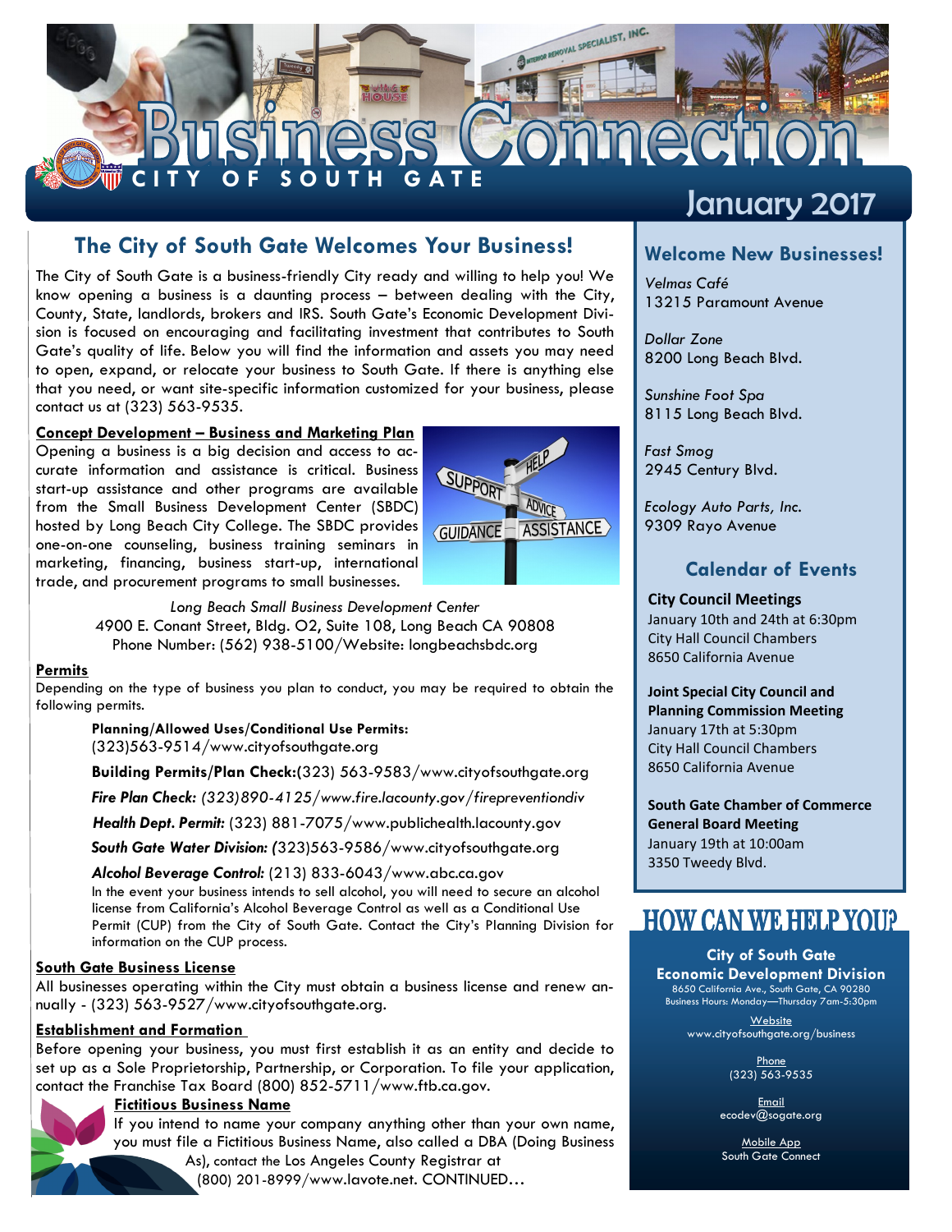# Business Connection

CITY OF SOUTH GATE

January 2017

## The City of South Gate Welcomes Your Business!

The City of South Gate is a business-friendly City ready and willing to help you! We know opening a business is a daunting process – between dealing with the City, County, State, landlords, brokers and IRS. South Gate's Economic Development Division is focused on encouraging and facilitating investment that contributes to South Gate's quality of life. Below you will find the information and assets you may need to open, expand, or relocate your business to South Gate. If there is anything else that you need, or want site-specific information customized for your business, please contact us at (323) 563-9535.

**Concept Development – Business and Marketing Plan**

Opening a business is a big decision and access to accurate information and assistance is critical. Business start-up assistance and other programs are available from the Small Business Development Center (SBDC) hosted by Long Beach City College. The SBDC provides one-on-one counseling, business training seminars in marketing, financing, business start-up, international trade, and procurement programs to small businesses.

*Long Beach Small Business Development Center*
4900 E. Conant Street, Bldg. O2, Suite 108, Long Beach CA 90808
Phone Number: (562) 938-5100/Website: longbeachsbdc.org

**Permits**

Depending on the type of business you plan to conduct, you may be required to obtain the following permits.

**Planning/Allowed Uses/Conditional Use Permits:** (323)563-9514/www.cityofsouthgate.org

**Building Permits/Plan Check:**(323) 563-9583/www.cityofsouthgate.org

***Fire Plan Check:*** *(323)890-4125/www.fire.lacounty.gov/firepreventiondiv*

***Health Dept. Permit:*** (323) 881-7075/www.publichealth.lacounty.gov

***South Gate Water Division:*** *(*323)563-9586/www.cityofsouthgate.org

***Alcohol Beverage Control:*** (213) 833-6043/www.abc.ca.gov

In the event your business intends to sell alcohol, you will need to secure an alcohol license from California's Alcohol Beverage Control as well as a Conditional Use Permit (CUP) from the City of South Gate. Contact the City's Planning Division for information on the CUP process.

**South Gate Business License**

All businesses operating within the City must obtain a business license and renew annually - (323) 563-9527/www.cityofsouthgate.org.

**Establishment and Formation**

Before opening your business, you must first establish it as an entity and decide to set up as a Sole Proprietorship, Partnership, or Corporation. To file your application, contact the Franchise Tax Board (800) 852-5711/www.ftb.ca.gov.

**Fictitious Business Name**

If you intend to name your company anything other than your own name, you must file a Fictitious Business Name, also called a DBA (Doing Business As), contact the Los Angeles County Registrar at (800) 201-8999/www.lavote.net. CONTINUED…

## Welcome New Businesses!

*Velmas Café*
13215 Paramount Avenue

*Dollar Zone*
8200 Long Beach Blvd.

*Sunshine Foot Spa*
8115 Long Beach Blvd.

*Fast Smog*
2945 Century Blvd.

*Ecology Auto Parts, Inc.*
9309 Rayo Avenue

## Calendar of Events

**City Council Meetings**
January 10th and 24th at 6:30pm
City Hall Council Chambers
8650 California Avenue

**Joint Special City Council and Planning Commission Meeting**
January 17th at 5:30pm
City Hall Council Chambers
8650 California Avenue

**South Gate Chamber of Commerce General Board Meeting**
January 19th at 10:00am
3350 Tweedy Blvd.

## HOW CAN WE HELP YOU?

**City of South Gate Economic Development Division**
8650 California Ave., South Gate, CA 90280
Business Hours: Monday—Thursday 7am-5:30pm

Website
www.cityofsouthgate.org/business

Phone
(323) 563-9535

Email
ecodev@sogate.org

Mobile App
South Gate Connect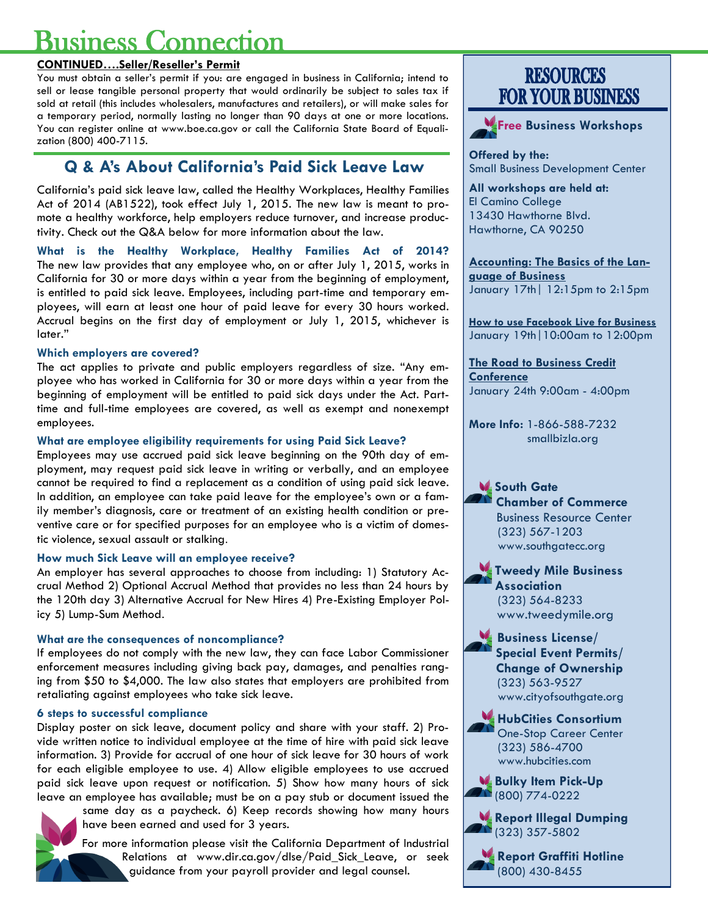# Business Connection

**CONTINUED….Seller/Reseller's Permit**

You must obtain a seller's permit if you: are engaged in business in California; intend to sell or lease tangible personal property that would ordinarily be subject to sales tax if sold at retail (this includes wholesalers, manufactures and retailers), or will make sales for a temporary period, normally lasting no longer than 90 days at one or more locations. You can register online at www.boe.ca.gov or call the California State Board of Equalization (800) 400-7115.

## Q & A's About California's Paid Sick Leave Law

California's paid sick leave law, called the Healthy Workplaces, Healthy Families Act of 2014 (AB1522), took effect July 1, 2015. The new law is meant to promote a healthy workforce, help employers reduce turnover, and increase productivity. Check out the Q&A below for more information about the law.

**What is the Healthy Workplace, Healthy Families Act of 2014?** The new law provides that any employee who, on or after July 1, 2015, works in California for 30 or more days within a year from the beginning of employment, is entitled to paid sick leave. Employees, including part-time and temporary employees, will earn at least one hour of paid leave for every 30 hours worked. Accrual begins on the first day of employment or July 1, 2015, whichever is later."

**Which employers are covered?**

The act applies to private and public employers regardless of size. "Any employee who has worked in California for 30 or more days within a year from the beginning of employment will be entitled to paid sick days under the Act. Part-time and full-time employees are covered, as well as exempt and nonexempt employees.

**What are employee eligibility requirements for using Paid Sick Leave?**

Employees may use accrued paid sick leave beginning on the 90th day of employment, may request paid sick leave in writing or verbally, and an employee cannot be required to find a replacement as a condition of using paid sick leave. In addition, an employee can take paid leave for the employee's own or a family member's diagnosis, care or treatment of an existing health condition or preventive care or for specified purposes for an employee who is a victim of domestic violence, sexual assault or stalking.

**How much Sick Leave will an employee receive?**

An employer has several approaches to choose from including: 1) Statutory Accrual Method 2) Optional Accrual Method that provides no less than 24 hours by the 120th day 3) Alternative Accrual for New Hires 4) Pre-Existing Employer Policy 5) Lump-Sum Method.

**What are the consequences of noncompliance?**

If employees do not comply with the new law, they can face Labor Commissioner enforcement measures including giving back pay, damages, and penalties ranging from $50 to $4,000. The law also states that employers are prohibited from retaliating against employees who take sick leave.

**6 steps to successful compliance**

Display poster on sick leave, document policy and share with your staff. 2) Provide written notice to individual employee at the time of hire with paid sick leave information. 3) Provide for accrual of one hour of sick leave for 30 hours of work for each eligible employee to use. 4) Allow eligible employees to use accrued paid sick leave upon request or notification. 5) Show how many hours of sick leave an employee has available; must be on a pay stub or document issued the same day as a paycheck. 6) Keep records showing how many hours have been earned and used for 3 years.

For more information please visit the California Department of Industrial Relations at www.dir.ca.gov/dlse/Paid_Sick_Leave, or seek guidance from your payroll provider and legal counsel.

## RESOURCES FOR YOUR BUSINESS

### Free Business Workshops

**Offered by the:**
Small Business Development Center

**All workshops are held at:**
El Camino College
13430 Hawthorne Blvd.
Hawthorne, CA 90250

**Accounting: The Basics of the Language of Business**
January 17th| 12:15pm to 2:15pm

**How to use Facebook Live for Business**
January 19th|10:00am to 12:00pm

**The Road to Business Credit Conference**
January 24th 9:00am - 4:00pm

**More Info:** 1-866-588-7232
smallbizla.org

**South Gate Chamber of Commerce**
Business Resource Center
(323) 567-1203
www.southgatecc.org

**Tweedy Mile Business Association**
(323) 564-8233
www.tweedymile.org

**Business License/ Special Event Permits/ Change of Ownership**
(323) 563-9527
www.cityofsouthgate.org

**HubCities Consortium**
One-Stop Career Center
(323) 586-4700
www.hubcities.com

**Bulky Item Pick-Up**
(800) 774-0222

**Report Illegal Dumping**
(323) 357-5802

**Report Graffiti Hotline**
(800) 430-8455